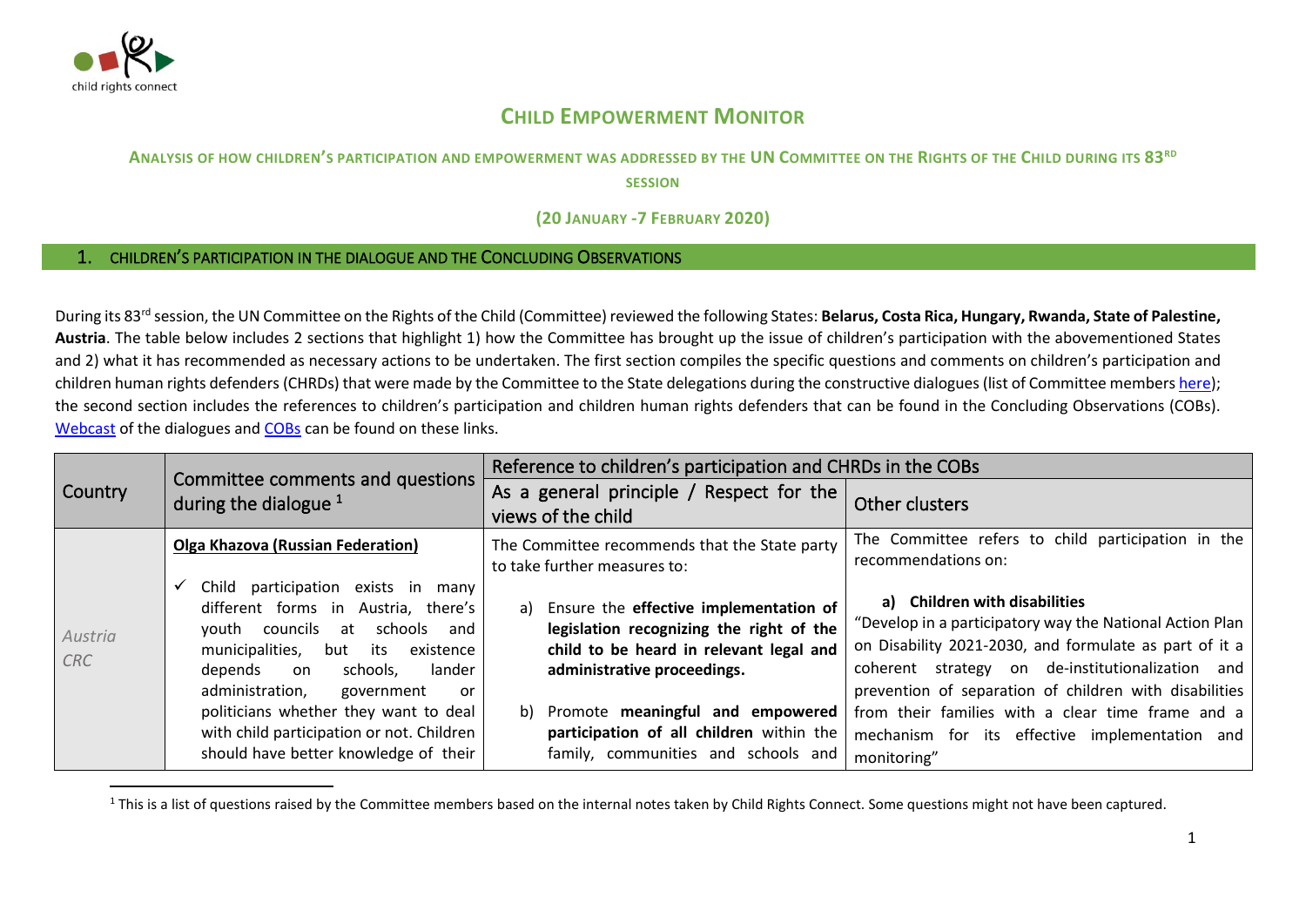# CHILD EMPOWERMENT MONITOR

## ANALYSIS OF HOW CHILDREN'S PARTICIPATION AND EMPOWERMENT WAS ADDRESSED BY THE UN COMMITTEE ON THE RIGHTS OF THE CHILD DURING ITS 83RD SESSION

**(20 JANUARY -7 FEBRUARY 2020)**

## 1. CHILDREN'S PARTICIPATION IN THE DIALOGUE AND THE CONCLUDING OBSERVATIONS

During its 83rd session, the UN Committee on the Rights of the Child (Committee) reviewed the following States: **Belarus, Costa Rica, Hungary, Rwanda, State of Palestine, Austria**. The table below includes 2 sections that highlight 1) how the Committee has brought up the issue of children's participation with the abovementioned States and 2) what it has recommended as necessary actions to be undertaken. The first section compiles the specific questions and comments on children's participation and children human rights defenders (CHRDs) that were made by the Committee to the State delegations during the constructive dialogues (list of Committee members here); the second section includes the references to children's participation and children human rights defenders that can be found in the Concluding Observations (COBs). Webcast of the dialogues and COBs can be found on these links.

| Country | Committee comments and questions during the dialogue [1] | Reference to children's participation and CHRDs in the COBs | |
|---|---|---|---|
| | | As a general principle / Respect for the views of the child | Other clusters |
| *Austria CRC* | **Olga Khazova (Russian Federation)**<br><br>✓ Child participation exists in many different forms in Austria, there's youth councils at schools and municipalities, but its existence depends on schools, lander administration, government or politicians whether they want to deal with child participation or not. Children should have better knowledge of their | The Committee recommends that the State party to take further measures to:<br><br>a) Ensure the **effective implementation of legislation recognizing the right of the child to be heard in relevant legal and administrative proceedings.**<br><br>b) Promote **meaningful and empowered participation of all children** within the family, communities and schools and | The Committee refers to child participation in the recommendations on:<br><br>**a) Children with disabilities**<br>"Develop in a participatory way the National Action Plan on Disability 2021-2030, and formulate as part of it a coherent strategy on de-institutionalization and prevention of separation of children with disabilities from their families with a clear time frame and a mechanism for its effective implementation and monitoring" |

[1] This is a list of questions raised by the Committee members based on the internal notes taken by Child Rights Connect. Some questions might not have been captured.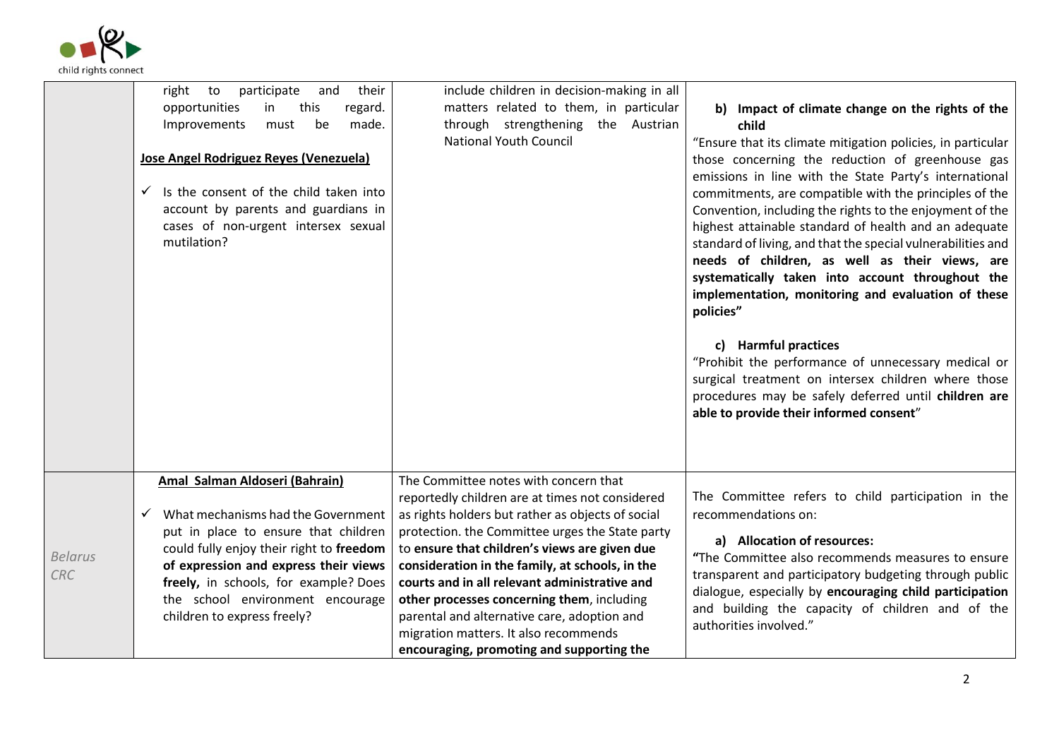| | | | |
|---|---|---|---|
| | right to participate and their opportunities in this regard. Improvements must be made.<br><br>**<u>Jose Angel Rodriguez Reyes (Venezuela)</u>**<br><br>✓ Is the consent of the child taken into account by parents and guardians in cases of non-urgent intersex sexual mutilation? | include children in decision-making in all matters related to them, in particular through strengthening the Austrian National Youth Council | **b) Impact of climate change on the rights of the child**<br>"Ensure that its climate mitigation policies, in particular those concerning the reduction of greenhouse gas emissions in line with the State Party's international commitments, are compatible with the principles of the Convention, including the rights to the enjoyment of the highest attainable standard of health and an adequate standard of living, and that the special vulnerabilities and **needs of children, as well as their views, are systematically taken into account throughout the implementation, monitoring and evaluation of these policies"**<br><br>**c) Harmful practices**<br>"Prohibit the performance of unnecessary medical or surgical treatment on intersex children where those procedures may be safely deferred until **children are able to provide their informed consent**" |
| *Belarus CRC* | **<u>Amal Salman Aldoseri (Bahrain)</u>**<br><br>✓ What mechanisms had the Government put in place to ensure that children could fully enjoy their right to **freedom of expression and express their views freely,** in schools, for example? Does the school environment encourage children to express freely? | The Committee notes with concern that reportedly children are at times not considered as rights holders but rather as objects of social protection. the Committee urges the State party to **ensure that children's views are given due consideration in the family, at schools, in the courts and in all relevant administrative and other processes concerning them**, including parental and alternative care, adoption and migration matters. It also recommends **encouraging, promoting and supporting the** | The Committee refers to child participation in the recommendations on:<br><br>**a) Allocation of resources:**<br>**"**The Committee also recommends measures to ensure transparent and participatory budgeting through public dialogue, especially by **encouraging child participation** and building the capacity of children and of the authorities involved." |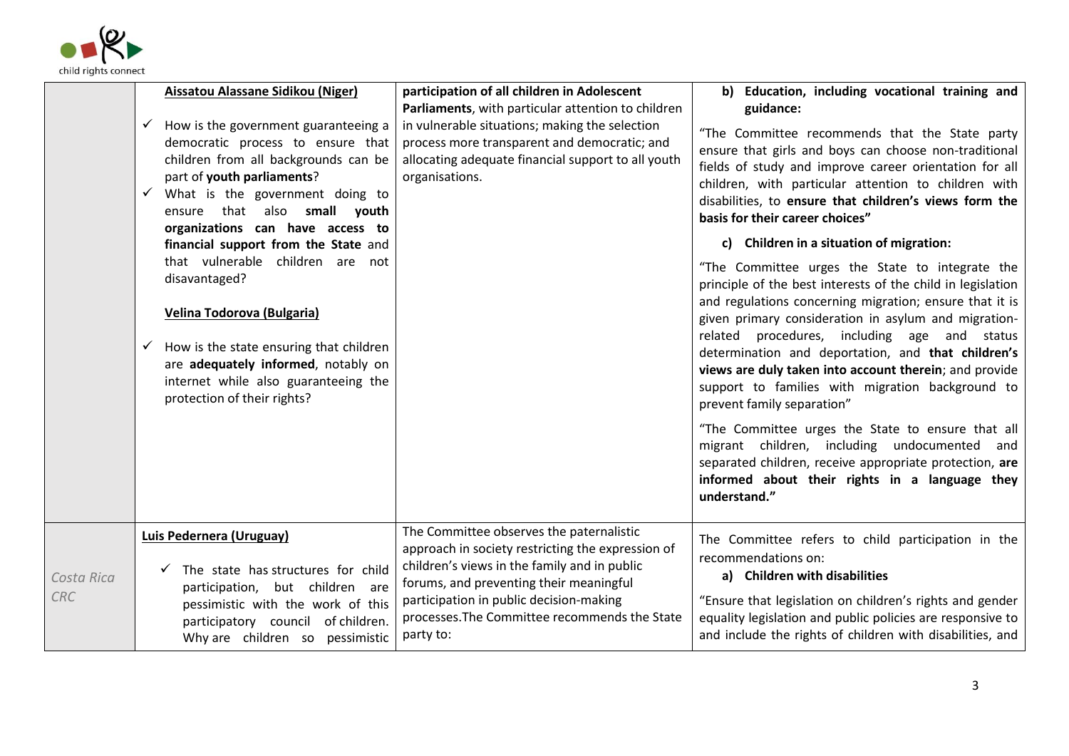| | | | |
|---|---|---|---|
| | **Aissatou Alassane Sidikou (Niger)**<br><br>✓ How is the government guaranteeing a democratic process to ensure that children from all backgrounds can be part of **youth parliaments**?<br>✓ What is the government doing to ensure that also **small youth organizations can have access to financial support from the State** and that vulnerable children are not disavantaged?<br><br>**Velina Todorova (Bulgaria)**<br><br>✓ How is the state ensuring that children are **adequately informed**, notably on internet while also guaranteeing the protection of their rights? | **participation of all children in Adolescent Parliaments**, with particular attention to children in vulnerable situations; making the selection process more transparent and democratic; and allocating adequate financial support to all youth organisations. | **b) Education, including vocational training and guidance:**<br><br>"The Committee recommends that the State party ensure that girls and boys can choose non-traditional fields of study and improve career orientation for all children, with particular attention to children with disabilities, to **ensure that children's views form the basis for their career choices"**<br><br>**c) Children in a situation of migration:**<br><br>"The Committee urges the State to integrate the principle of the best interests of the child in legislation and regulations concerning migration; ensure that it is given primary consideration in asylum and migration-related procedures, including age and status determination and deportation, and **that children's views are duly taken into account therein**; and provide support to families with migration background to prevent family separation"<br><br>"The Committee urges the State to ensure that all migrant children, including undocumented and separated children, receive appropriate protection, **are informed about their rights in a language they understand."** |
| *Costa Rica CRC* | **Luis Pedernera (Uruguay)**<br><br>✓ The state has structures for child participation, but children are pessimistic with the work of this participatory council of children. Why are children so pessimistic | The Committee observes the paternalistic approach in society restricting the expression of children's views in the family and in public forums, and preventing their meaningful participation in public decision-making processes.The Committee recommends the State party to: | The Committee refers to child participation in the recommendations on:<br>**a) Children with disabilities**<br><br>"Ensure that legislation on children's rights and gender equality legislation and public policies are responsive to and include the rights of children with disabilities, and |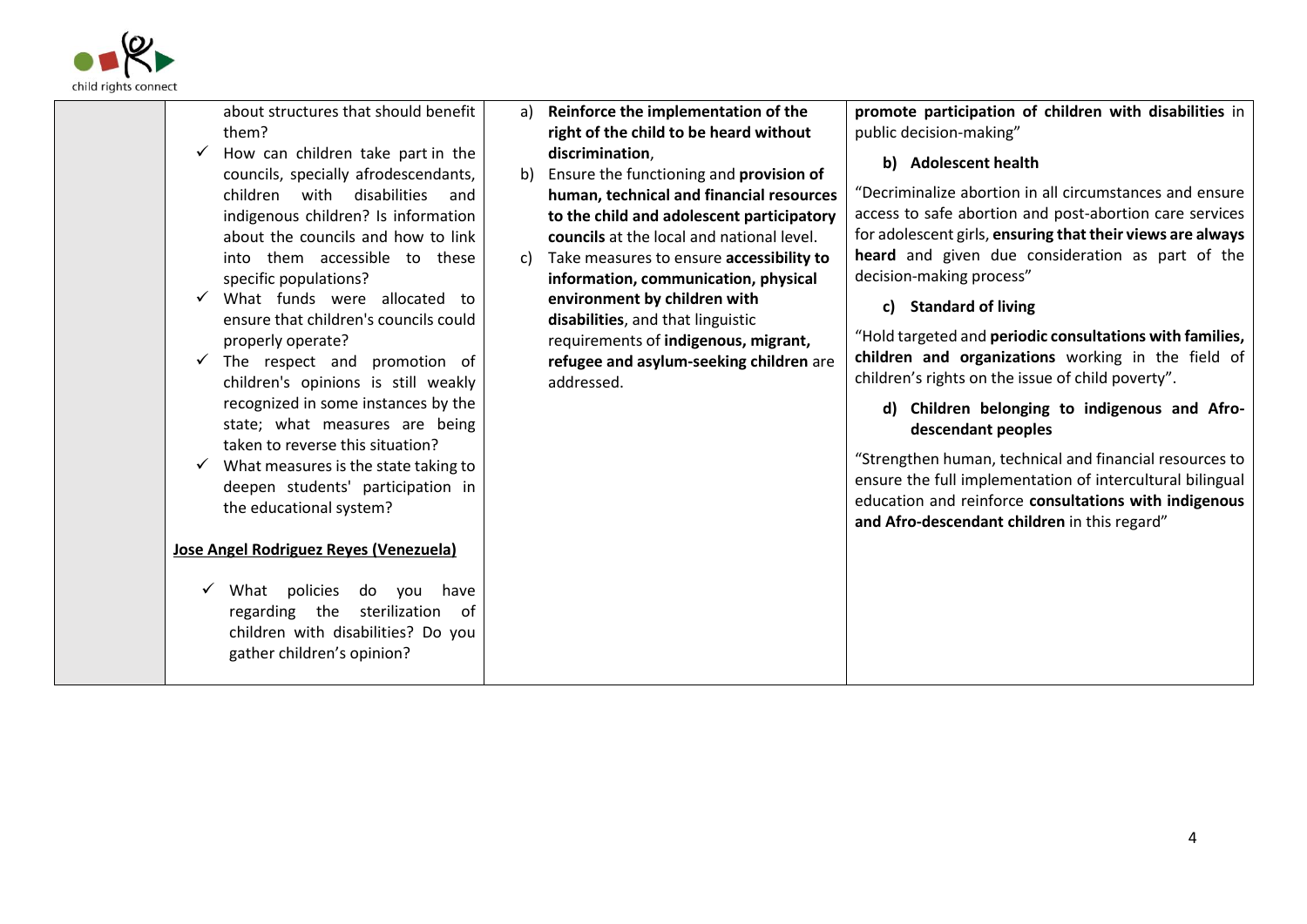| | | | |
|---|---|---|---|
| | about structures that should benefit them?<br>✓ How can children take part in the councils, specially afrodescendants, children with disabilities and indigenous children? Is information about the councils and how to link into them accessible to these specific populations?<br>✓ What funds were allocated to ensure that children's councils could properly operate?<br>✓ The respect and promotion of children's opinions is still weakly recognized in some instances by the state; what measures are being taken to reverse this situation?<br>✓ What measures is the state taking to deepen students' participation in the educational system?<br><br>**<u>Jose Angel Rodriguez Reyes (Venezuela)</u>**<br><br>✓ What policies do you have regarding the sterilization of children with disabilities? Do you gather children's opinion? | a) **Reinforce the implementation of the right of the child to be heard without discrimination**,<br>b) Ensure the functioning and **provision of human, technical and financial resources to the child and adolescent participatory councils** at the local and national level.<br>c) Take measures to ensure **accessibility to information, communication, physical environment by children with disabilities**, and that linguistic requirements of **indigenous, migrant, refugee and asylum-seeking children** are addressed. | **promote participation of children with disabilities** in public decision-making"<br><br>**b) Adolescent health**<br><br>"Decriminalize abortion in all circumstances and ensure access to safe abortion and post-abortion care services for adolescent girls, **ensuring that their views are always heard** and given due consideration as part of the decision-making process"<br><br>**c) Standard of living**<br><br>"Hold targeted and **periodic consultations with families, children and organizations** working in the field of children's rights on the issue of child poverty".<br><br>**d) Children belonging to indigenous and Afro-descendant peoples**<br><br>"Strengthen human, technical and financial resources to ensure the full implementation of intercultural bilingual education and reinforce **consultations with indigenous and Afro-descendant children** in this regard" |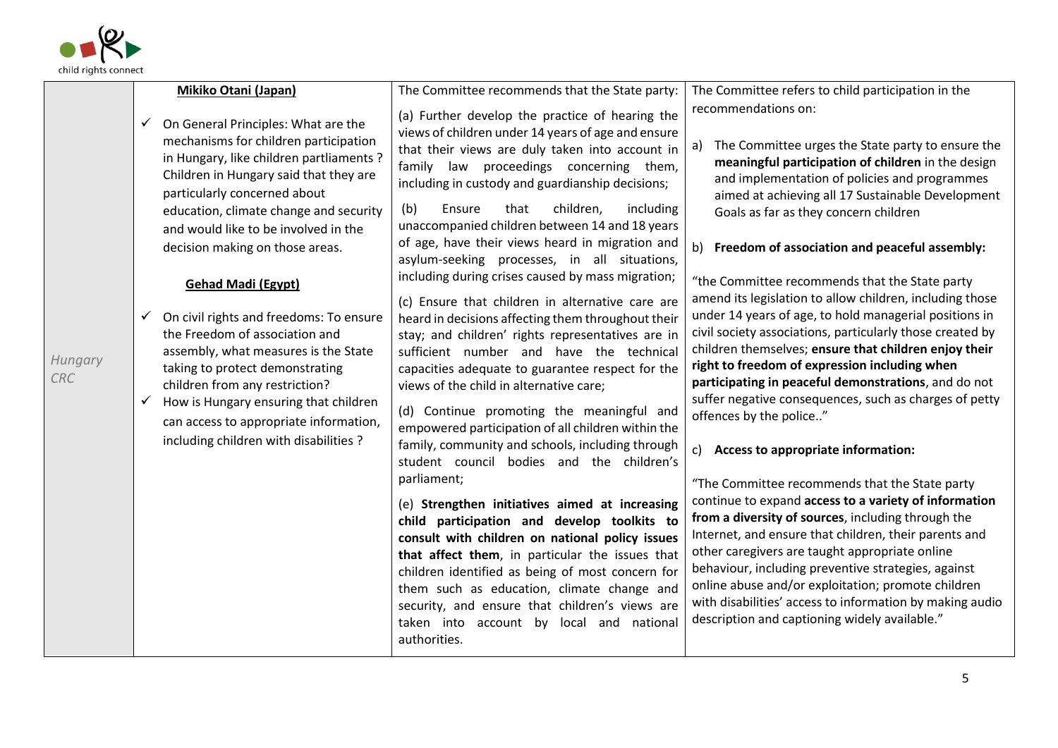| | | | |
|---|---|---|---|
| *Hungary CRC* | **Mikiko Otani (Japan)**<br><br>✓ On General Principles: What are the mechanisms for children participation in Hungary, like children partliaments ? Children in Hungary said that they are particularly concerned about education, climate change and security and would like to be involved in the decision making on those areas.<br><br>**Gehad Madi (Egypt)**<br><br>✓ On civil rights and freedoms: To ensure the Freedom of association and assembly, what measures is the State taking to protect demonstrating children from any restriction?<br>✓ How is Hungary ensuring that children can access to appropriate information, including children with disabilities ? | The Committee recommends that the State party:<br><br>(a) Further develop the practice of hearing the views of children under 14 years of age and ensure that their views are duly taken into account in family law proceedings concerning them, including in custody and guardianship decisions;<br><br>(b) Ensure that children, including unaccompanied children between 14 and 18 years of age, have their views heard in migration and asylum-seeking processes, in all situations, including during crises caused by mass migration;<br><br>(c) Ensure that children in alternative care are heard in decisions affecting them throughout their stay; and children' rights representatives are in sufficient number and have the technical capacities adequate to guarantee respect for the views of the child in alternative care;<br><br>(d) Continue promoting the meaningful and empowered participation of all children within the family, community and schools, including through student council bodies and the children's parliament;<br><br>(e) **Strengthen initiatives aimed at increasing child participation and develop toolkits to consult with children on national policy issues that affect them**, in particular the issues that children identified as being of most concern for them such as education, climate change and security, and ensure that children's views are taken into account by local and national authorities. | The Committee refers to child participation in the recommendations on:<br><br>a) The Committee urges the State party to ensure the **meaningful participation of children** in the design and implementation of policies and programmes aimed at achieving all 17 Sustainable Development Goals as far as they concern children<br><br>b) **Freedom of association and peaceful assembly:**<br><br>"the Committee recommends that the State party amend its legislation to allow children, including those under 14 years of age, to hold managerial positions in civil society associations, particularly those created by children themselves; **ensure that children enjoy their right to freedom of expression including when participating in peaceful demonstrations**, and do not suffer negative consequences, such as charges of petty offences by the police.."<br><br>c) **Access to appropriate information:**<br><br>"The Committee recommends that the State party continue to expand **access to a variety of information from a diversity of sources**, including through the Internet, and ensure that children, their parents and other caregivers are taught appropriate online behaviour, including preventive strategies, against online abuse and/or exploitation; promote children with disabilities' access to information by making audio description and captioning widely available." |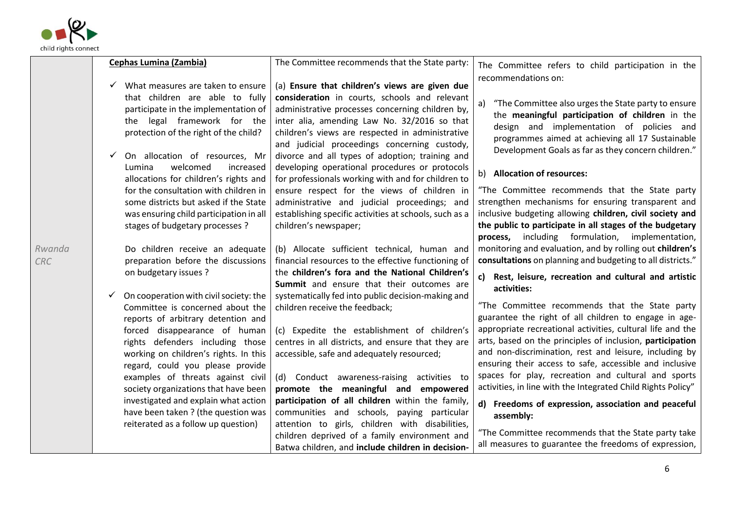| | | | |
|---|---|---|---|
| *Rwanda CRC* | **Cephas Lumina (Zambia)**<br><br>✓ What measures are taken to ensure that children are able to fully participate in the implementation of the legal framework for the protection of the right of the child?<br><br>✓ On allocation of resources, Mr Lumina welcomed increased allocations for children's rights and for the consultation with children in some districts but asked if the State was ensuring child participation in all stages of budgetary processes ?<br><br>Do children receive an adequate preparation before the discussions on budgetary issues ?<br><br>✓ On cooperation with civil society: the Committee is concerned about the reports of arbitrary detention and forced disappearance of human rights defenders including those working on children's rights. In this regard, could you please provide examples of threats against civil society organizations that have been investigated and explain what action have been taken ? (the question was reiterated as a follow up question) | The Committee recommends that the State party:<br><br>(a) **Ensure that children's views are given due consideration** in courts, schools and relevant administrative processes concerning children by, inter alia, amending Law No. 32/2016 so that children's views are respected in administrative and judicial proceedings concerning custody, divorce and all types of adoption; training and developing operational procedures or protocols for professionals working with and for children to ensure respect for the views of children in administrative and judicial proceedings; and establishing specific activities at schools, such as a children's newspaper;<br><br>(b) Allocate sufficient technical, human and financial resources to the effective functioning of the **children's fora and the National Children's Summit** and ensure that their outcomes are systematically fed into public decision-making and children receive the feedback;<br><br>(c) Expedite the establishment of children's centres in all districts, and ensure that they are accessible, safe and adequately resourced;<br><br>(d) Conduct awareness-raising activities to **promote the meaningful and empowered participation of all children** within the family, communities and schools, paying particular attention to girls, children with disabilities, children deprived of a family environment and Batwa children, and **include children in decision-** | The Committee refers to child participation in the recommendations on:<br><br>a) "The Committee also urges the State party to ensure the **meaningful participation of children** in the design and implementation of policies and programmes aimed at achieving all 17 Sustainable Development Goals as far as they concern children."<br><br>b) **Allocation of resources:**<br><br>"The Committee recommends that the State party strengthen mechanisms for ensuring transparent and inclusive budgeting allowing **children, civil society and the public to participate in all stages of the budgetary process,** including formulation, implementation, monitoring and evaluation, and by rolling out **children's consultations** on planning and budgeting to all districts."<br><br>**c) Rest, leisure, recreation and cultural and artistic activities:**<br><br>"The Committee recommends that the State party guarantee the right of all children to engage in age-appropriate recreational activities, cultural life and the arts, based on the principles of inclusion, **participation** and non-discrimination, rest and leisure, including by ensuring their access to safe, accessible and inclusive spaces for play, recreation and cultural and sports activities, in line with the Integrated Child Rights Policy"<br><br>**d) Freedoms of expression, association and peaceful assembly:**<br><br>"The Committee recommends that the State party take all measures to guarantee the freedoms of expression, |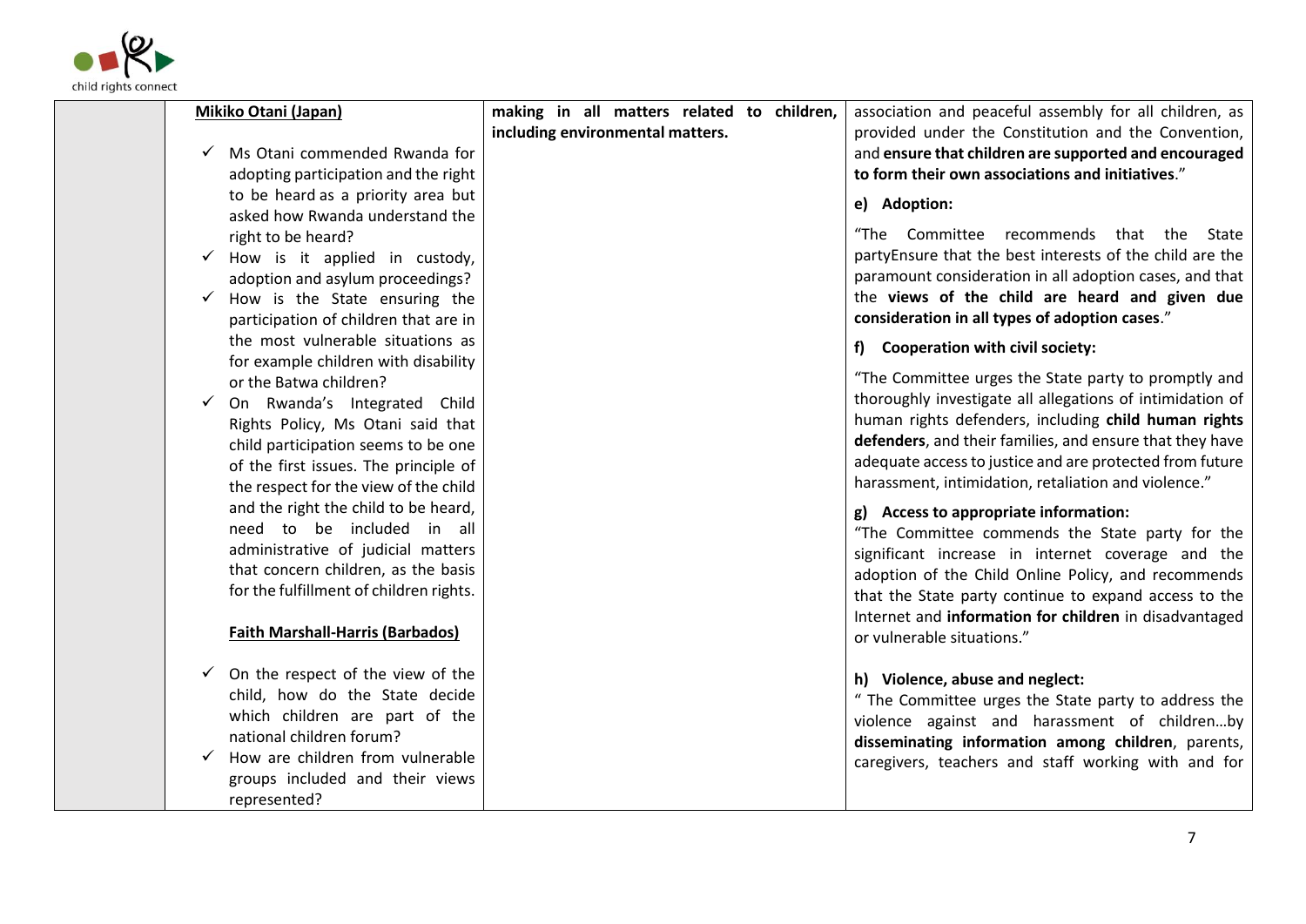| | Mikiko Otani (Japan) | making in all matters related to children, including environmental matters. | association and peaceful assembly for all children, as provided under the Constitution and the Convention, and **ensure that children are supported and encouraged to form their own associations and initiatives**." |
|---|---|---|---|
| | ✓ Ms Otani commended Rwanda for adopting participation and the right to be heard as a priority area but asked how Rwanda understand the right to be heard?<br>✓ How is it applied in custody, adoption and asylum proceedings?<br>✓ How is the State ensuring the participation of children that are in the most vulnerable situations as for example children with disability or the Batwa children?<br>✓ On Rwanda's Integrated Child Rights Policy, Ms Otani said that child participation seems to be one of the first issues. The principle of the respect for the view of the child and the right the child to be heard, need to be included in all administrative of judicial matters that concern children, as the basis for the fulfillment of children rights.<br><br>**Faith Marshall-Harris (Barbados)**<br><br>✓ On the respect of the view of the child, how do the State decide which children are part of the national children forum?<br>✓ How are children from vulnerable groups included and their views represented? | | **e) Adoption:**<br><br>"The Committee recommends that the State partyEnsure that the best interests of the child are the paramount consideration in all adoption cases, and that the **views of the child are heard and given due consideration in all types of adoption cases**."<br><br>**f) Cooperation with civil society:**<br><br>"The Committee urges the State party to promptly and thoroughly investigate all allegations of intimidation of human rights defenders, including **child human rights defenders**, and their families, and ensure that they have adequate access to justice and are protected from future harassment, intimidation, retaliation and violence."<br><br>**g) Access to appropriate information:**<br>"The Committee commends the State party for the significant increase in internet coverage and the adoption of the Child Online Policy, and recommends that the State party continue to expand access to the Internet and **information for children** in disadvantaged or vulnerable situations."<br><br>**h) Violence, abuse and neglect:**<br>" The Committee urges the State party to address the violence against and harassment of children…by **disseminating information among children**, parents, caregivers, teachers and staff working with and for |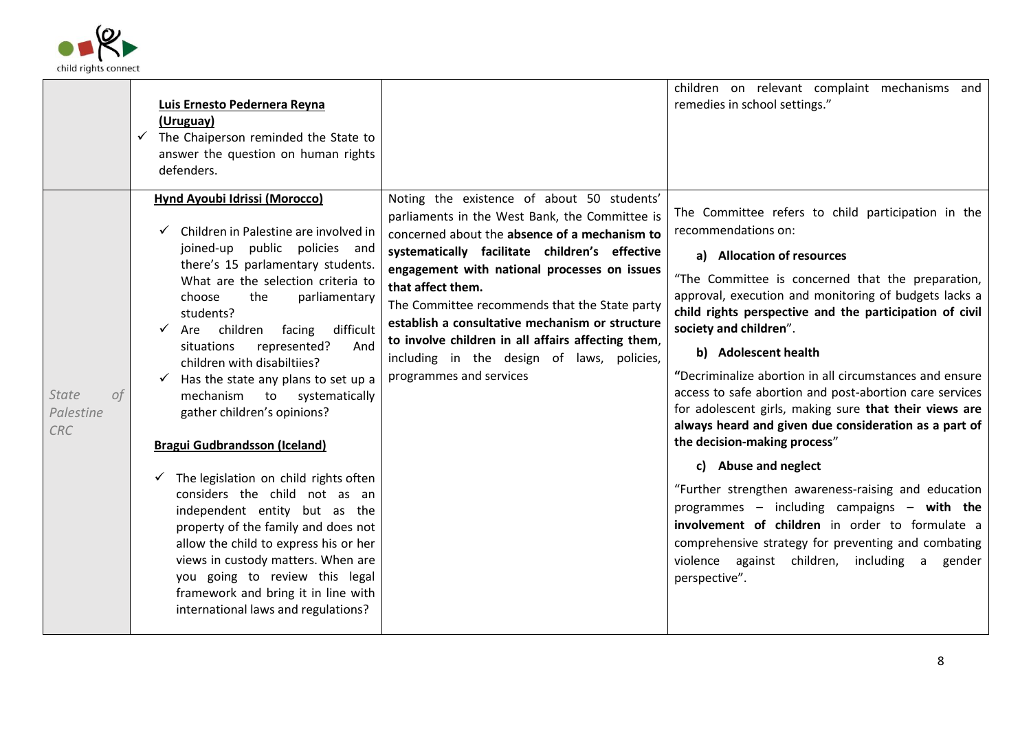| | | | |
|---|---|---|---|
| | **Luis Ernesto Pedernera Reyna (Uruguay)**<br>✓ The Chaiperson reminded the State to answer the question on human rights defenders. | | children on relevant complaint mechanisms and remedies in school settings." |
| *State of Palestine CRC* | **Hynd Ayoubi Idrissi (Morocco)**<br>✓ Children in Palestine are involved in joined-up public policies and there's 15 parlamentary students. What are the selection criteria to choose the parliamentary students?<br>✓ Are children facing difficult situations represented? And children with disabiltiies?<br>✓ Has the state any plans to set up a mechanism to systematically gather children's opinions?<br><br>**Bragui Gudbrandsson (Iceland)**<br>✓ The legislation on child rights often considers the child not as an independent entity but as the property of the family and does not allow the child to express his or her views in custody matters. When are you going to review this legal framework and bring it in line with international laws and regulations? | Noting the existence of about 50 students' parliaments in the West Bank, the Committee is concerned about the **absence of a mechanism to systematically facilitate children's effective engagement with national processes on issues that affect them.**<br>The Committee recommends that the State party **establish a consultative mechanism or structure to involve children in all affairs affecting them**, including in the design of laws, policies, programmes and services | The Committee refers to child participation in the recommendations on:<br>**a) Allocation of resources**<br>"The Committee is concerned that the preparation, approval, execution and monitoring of budgets lacks a **child rights perspective and the participation of civil society and children**".<br>**b) Adolescent health**<br>**"**Decriminalize abortion in all circumstances and ensure access to safe abortion and post-abortion care services for adolescent girls, making sure **that their views are always heard and given due consideration as a part of the decision-making process**"<br>**c) Abuse and neglect**<br>"Further strengthen awareness-raising and education programmes – including campaigns – **with the involvement of children** in order to formulate a comprehensive strategy for preventing and combating violence against children, including a gender perspective". |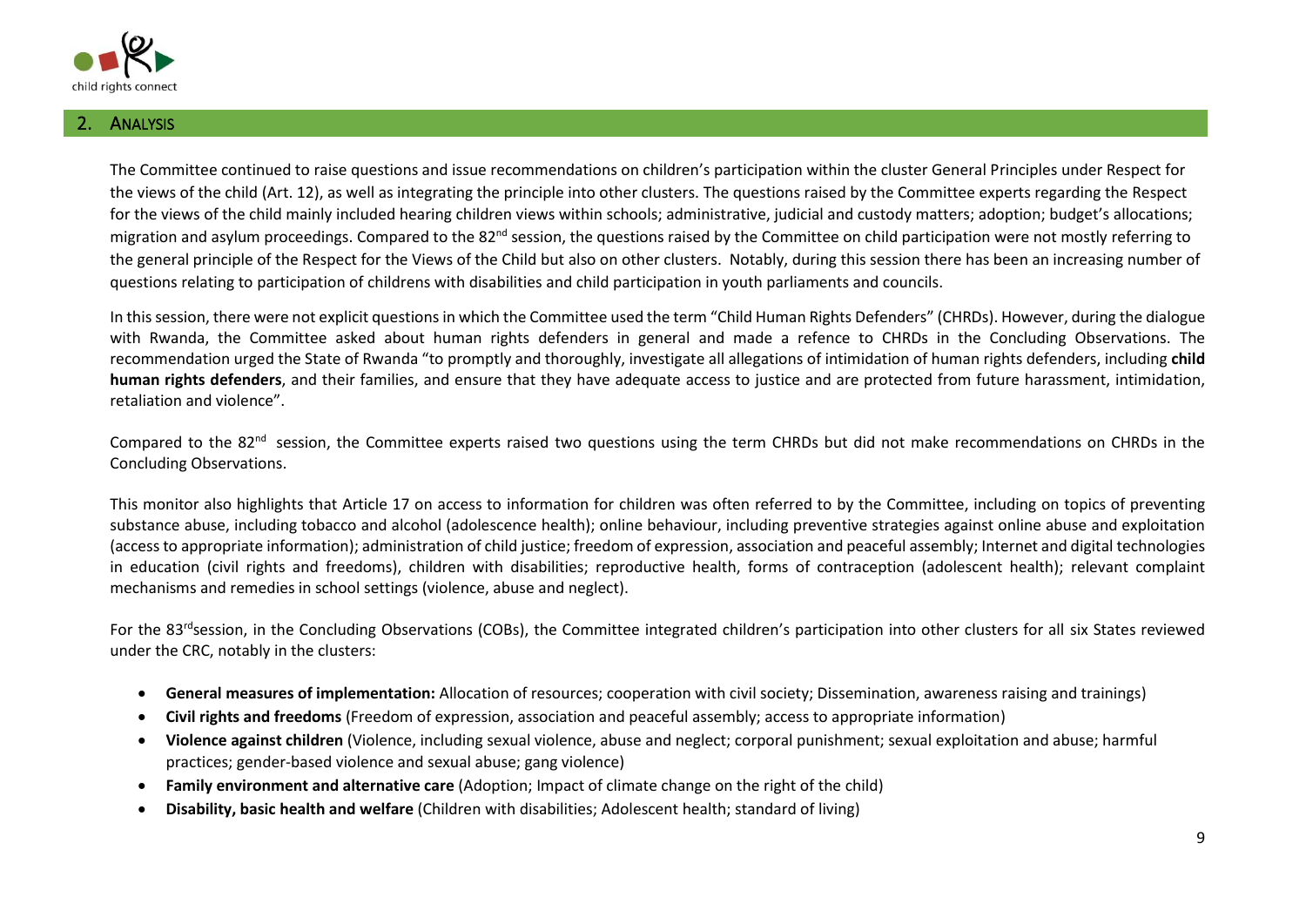## 2. Analysis

The Committee continued to raise questions and issue recommendations on children's participation within the cluster General Principles under Respect for the views of the child (Art. 12), as well as integrating the principle into other clusters. The questions raised by the Committee experts regarding the Respect for the views of the child mainly included hearing children views within schools; administrative, judicial and custody matters; adoption; budget's allocations; migration and asylum proceedings. Compared to the 82nd session, the questions raised by the Committee on child participation were not mostly referring to the general principle of the Respect for the Views of the Child but also on other clusters. Notably, during this session there has been an increasing number of questions relating to participation of childrens with disabilities and child participation in youth parliaments and councils.

In this session, there were not explicit questions in which the Committee used the term "Child Human Rights Defenders" (CHRDs). However, during the dialogue with Rwanda, the Committee asked about human rights defenders in general and made a refence to CHRDs in the Concluding Observations. The recommendation urged the State of Rwanda "to promptly and thoroughly, investigate all allegations of intimidation of human rights defenders, including **child human rights defenders**, and their families, and ensure that they have adequate access to justice and are protected from future harassment, intimidation, retaliation and violence".

Compared to the 82nd session, the Committee experts raised two questions using the term CHRDs but did not make recommendations on CHRDs in the Concluding Observations.

This monitor also highlights that Article 17 on access to information for children was often referred to by the Committee, including on topics of preventing substance abuse, including tobacco and alcohol (adolescence health); online behaviour, including preventive strategies against online abuse and exploitation (access to appropriate information); administration of child justice; freedom of expression, association and peaceful assembly; Internet and digital technologies in education (civil rights and freedoms), children with disabilities; reproductive health, forms of contraception (adolescent health); relevant complaint mechanisms and remedies in school settings (violence, abuse and neglect).

For the 83rdsession, in the Concluding Observations (COBs), the Committee integrated children's participation into other clusters for all six States reviewed under the CRC, notably in the clusters:

- **General measures of implementation:** Allocation of resources; cooperation with civil society; Dissemination, awareness raising and trainings)
- **Civil rights and freedoms** (Freedom of expression, association and peaceful assembly; access to appropriate information)
- **Violence against children** (Violence, including sexual violence, abuse and neglect; corporal punishment; sexual exploitation and abuse; harmful practices; gender-based violence and sexual abuse; gang violence)
- **Family environment and alternative care** (Adoption; Impact of climate change on the right of the child)
- **Disability, basic health and welfare** (Children with disabilities; Adolescent health; standard of living)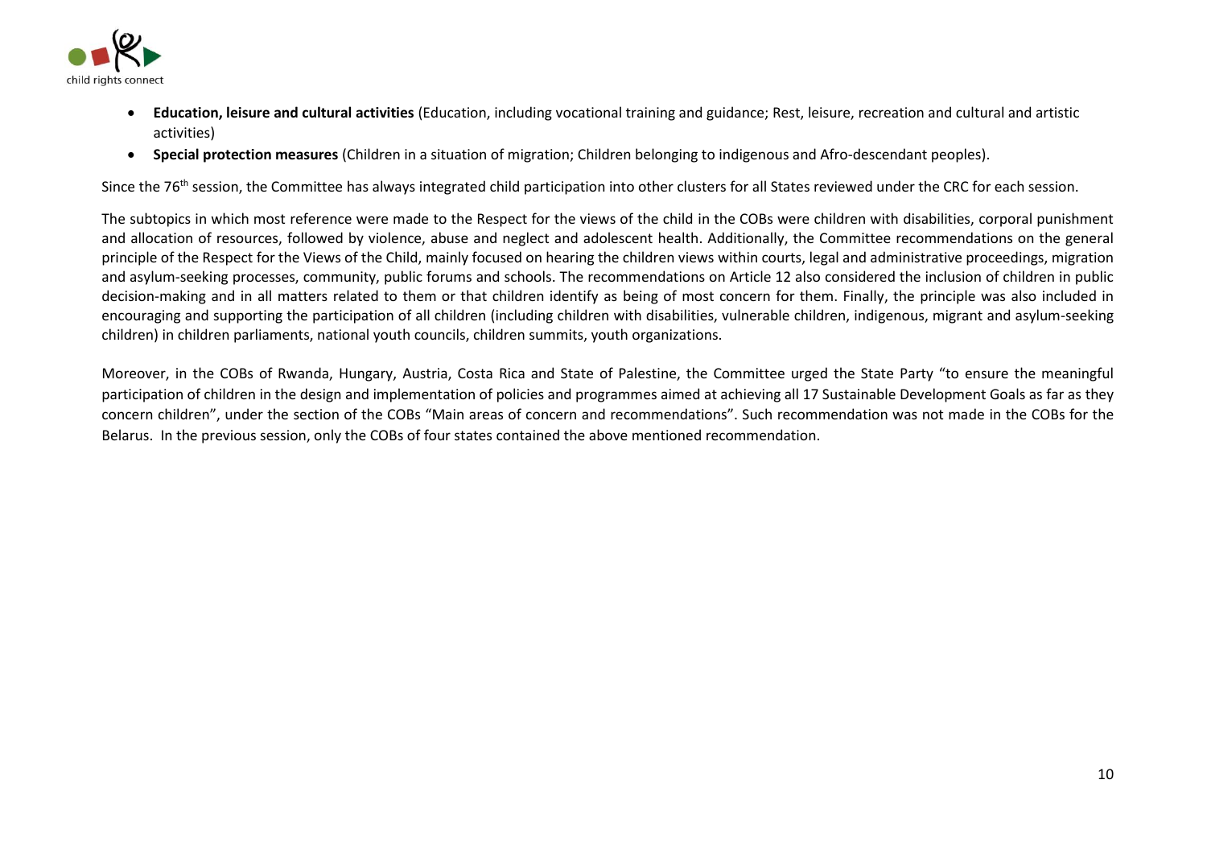- **Education, leisure and cultural activities** (Education, including vocational training and guidance; Rest, leisure, recreation and cultural and artistic activities)
- **Special protection measures** (Children in a situation of migration; Children belonging to indigenous and Afro-descendant peoples).

Since the 76th session, the Committee has always integrated child participation into other clusters for all States reviewed under the CRC for each session.

The subtopics in which most reference were made to the Respect for the views of the child in the COBs were children with disabilities, corporal punishment and allocation of resources, followed by violence, abuse and neglect and adolescent health. Additionally, the Committee recommendations on the general principle of the Respect for the Views of the Child, mainly focused on hearing the children views within courts, legal and administrative proceedings, migration and asylum-seeking processes, community, public forums and schools. The recommendations on Article 12 also considered the inclusion of children in public decision-making and in all matters related to them or that children identify as being of most concern for them. Finally, the principle was also included in encouraging and supporting the participation of all children (including children with disabilities, vulnerable children, indigenous, migrant and asylum-seeking children) in children parliaments, national youth councils, children summits, youth organizations.

Moreover, in the COBs of Rwanda, Hungary, Austria, Costa Rica and State of Palestine, the Committee urged the State Party "to ensure the meaningful participation of children in the design and implementation of policies and programmes aimed at achieving all 17 Sustainable Development Goals as far as they concern children", under the section of the COBs "Main areas of concern and recommendations". Such recommendation was not made in the COBs for the Belarus. In the previous session, only the COBs of four states contained the above mentioned recommendation.